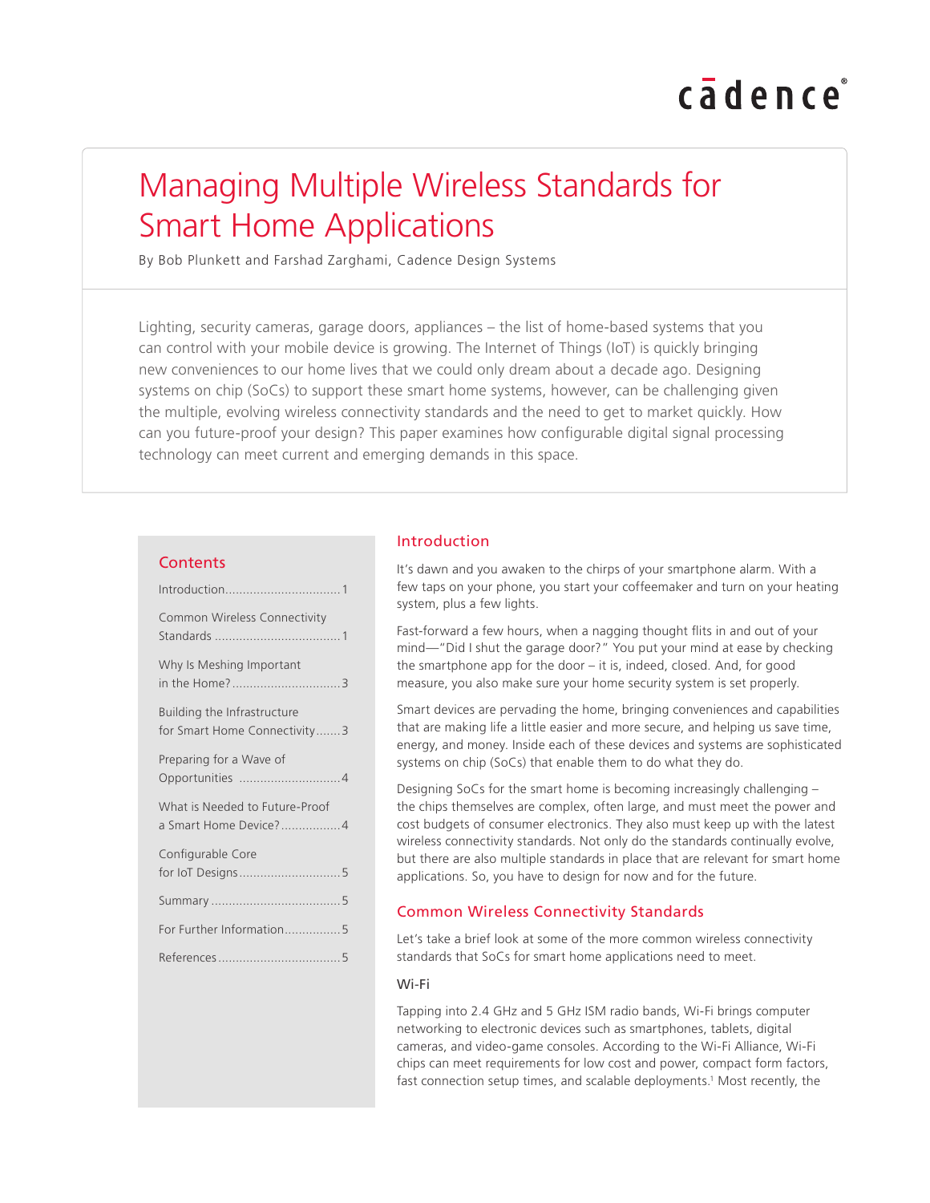# Managing Multiple Wireless Standards for Smart Home Applications

By Bob Plunkett and Farshad Zarghami, Cadence Design Systems

Lighting, security cameras, garage doors, appliances – the list of home-based systems that you can control with your mobile device is growing. The Internet of Things (IoT) is quickly bringing new conveniences to our home lives that we could only dream about a decade ago. Designing systems on chip (SoCs) to support these smart home systems, however, can be challenging given the multiple, evolving wireless connectivity standards and the need to get to market quickly. How can you future-proof your design? This paper examines how configurable digital signal processing technology can meet current and emerging demands in this space.

## Contents

- Introduction....1
- Common Wireless Connectivity Standards....1
- Why Is Meshing Important in the Home?....3
- Building the Infrastructure for Smart Home Connectivity....3
- Preparing for a Wave of Opportunities....4
- What is Needed to Future-Proof a Smart Home Device?....4
- Configurable Core for IoT Designs....5
- Summary....5
- For Further Information....5
- References....5

## Introduction

It's dawn and you awaken to the chirps of your smartphone alarm. With a few taps on your phone, you start your coffeemaker and turn on your heating system, plus a few lights.

Fast-forward a few hours, when a nagging thought flits in and out of your mind—"Did I shut the garage door?" You put your mind at ease by checking the smartphone app for the door – it is, indeed, closed. And, for good measure, you also make sure your home security system is set properly.

Smart devices are pervading the home, bringing conveniences and capabilities that are making life a little easier and more secure, and helping us save time, energy, and money. Inside each of these devices and systems are sophisticated systems on chip (SoCs) that enable them to do what they do.

Designing SoCs for the smart home is becoming increasingly challenging – the chips themselves are complex, often large, and must meet the power and cost budgets of consumer electronics. They also must keep up with the latest wireless connectivity standards. Not only do the standards continually evolve, but there are also multiple standards in place that are relevant for smart home applications. So, you have to design for now and for the future.

## Common Wireless Connectivity Standards

Let's take a brief look at some of the more common wireless connectivity standards that SoCs for smart home applications need to meet.

### Wi-Fi

Tapping into 2.4 GHz and 5 GHz ISM radio bands, Wi-Fi brings computer networking to electronic devices such as smartphones, tablets, digital cameras, and video-game consoles. According to the Wi-Fi Alliance, Wi-Fi chips can meet requirements for low cost and power, compact form factors, fast connection setup times, and scalable deployments.[1] Most recently, the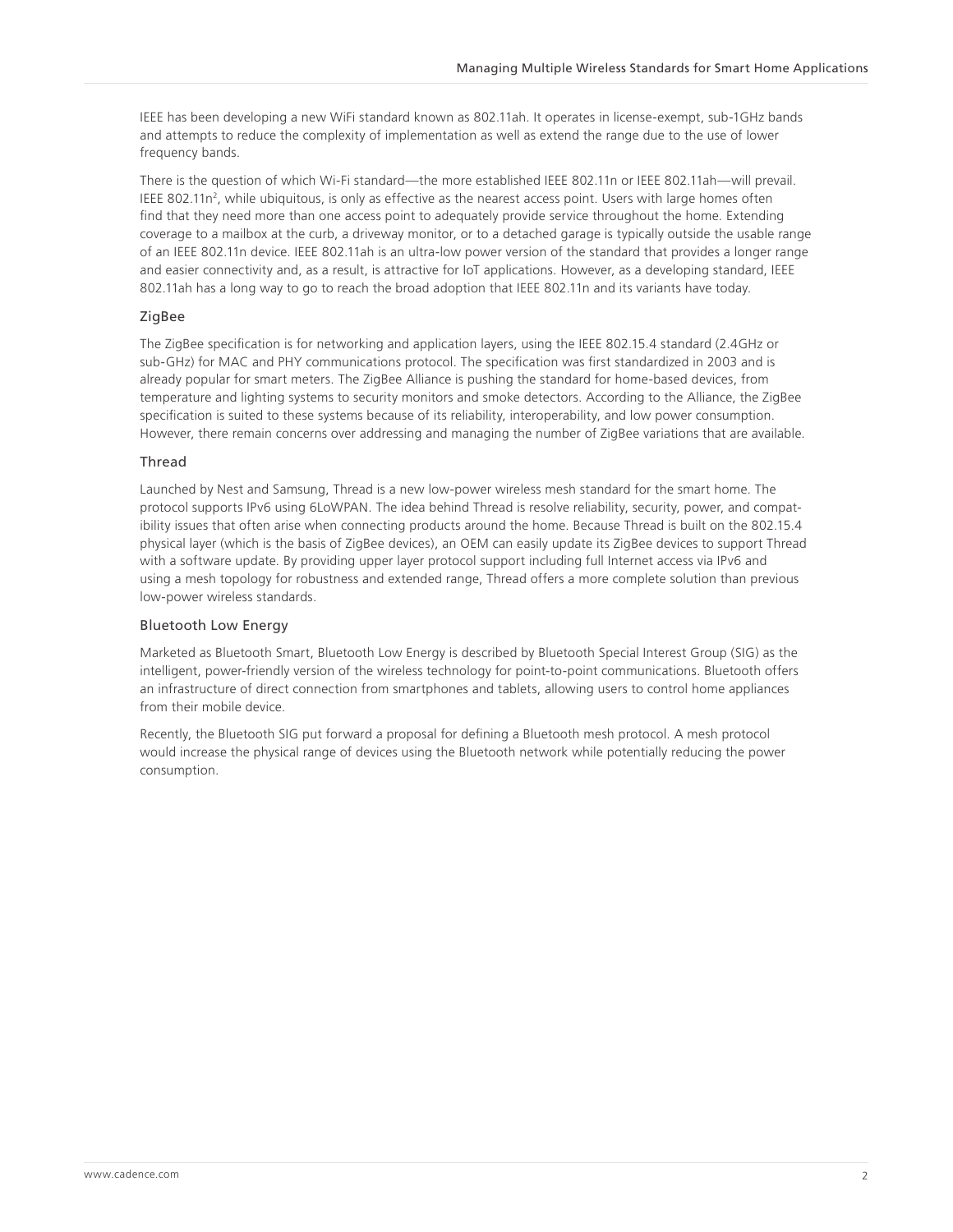IEEE has been developing a new WiFi standard known as 802.11ah. It operates in license-exempt, sub-1GHz bands and attempts to reduce the complexity of implementation as well as extend the range due to the use of lower frequency bands.

There is the question of which Wi-Fi standard—the more established IEEE 802.11n or IEEE 802.11ah—will prevail. IEEE 802.11n[2], while ubiquitous, is only as effective as the nearest access point. Users with large homes often find that they need more than one access point to adequately provide service throughout the home. Extending coverage to a mailbox at the curb, a driveway monitor, or to a detached garage is typically outside the usable range of an IEEE 802.11n device. IEEE 802.11ah is an ultra-low power version of the standard that provides a longer range and easier connectivity and, as a result, is attractive for IoT applications. However, as a developing standard, IEEE 802.11ah has a long way to go to reach the broad adoption that IEEE 802.11n and its variants have today.

### ZigBee

The ZigBee specification is for networking and application layers, using the IEEE 802.15.4 standard (2.4GHz or sub-GHz) for MAC and PHY communications protocol. The specification was first standardized in 2003 and is already popular for smart meters. The ZigBee Alliance is pushing the standard for home-based devices, from temperature and lighting systems to security monitors and smoke detectors. According to the Alliance, the ZigBee specification is suited to these systems because of its reliability, interoperability, and low power consumption. However, there remain concerns over addressing and managing the number of ZigBee variations that are available.

### Thread

Launched by Nest and Samsung, Thread is a new low-power wireless mesh standard for the smart home. The protocol supports IPv6 using 6LoWPAN. The idea behind Thread is resolve reliability, security, power, and compatibility issues that often arise when connecting products around the home. Because Thread is built on the 802.15.4 physical layer (which is the basis of ZigBee devices), an OEM can easily update its ZigBee devices to support Thread with a software update. By providing upper layer protocol support including full Internet access via IPv6 and using a mesh topology for robustness and extended range, Thread offers a more complete solution than previous low-power wireless standards.

### Bluetooth Low Energy

Marketed as Bluetooth Smart, Bluetooth Low Energy is described by Bluetooth Special Interest Group (SIG) as the intelligent, power-friendly version of the wireless technology for point-to-point communications. Bluetooth offers an infrastructure of direct connection from smartphones and tablets, allowing users to control home appliances from their mobile device.

Recently, the Bluetooth SIG put forward a proposal for defining a Bluetooth mesh protocol. A mesh protocol would increase the physical range of devices using the Bluetooth network while potentially reducing the power consumption.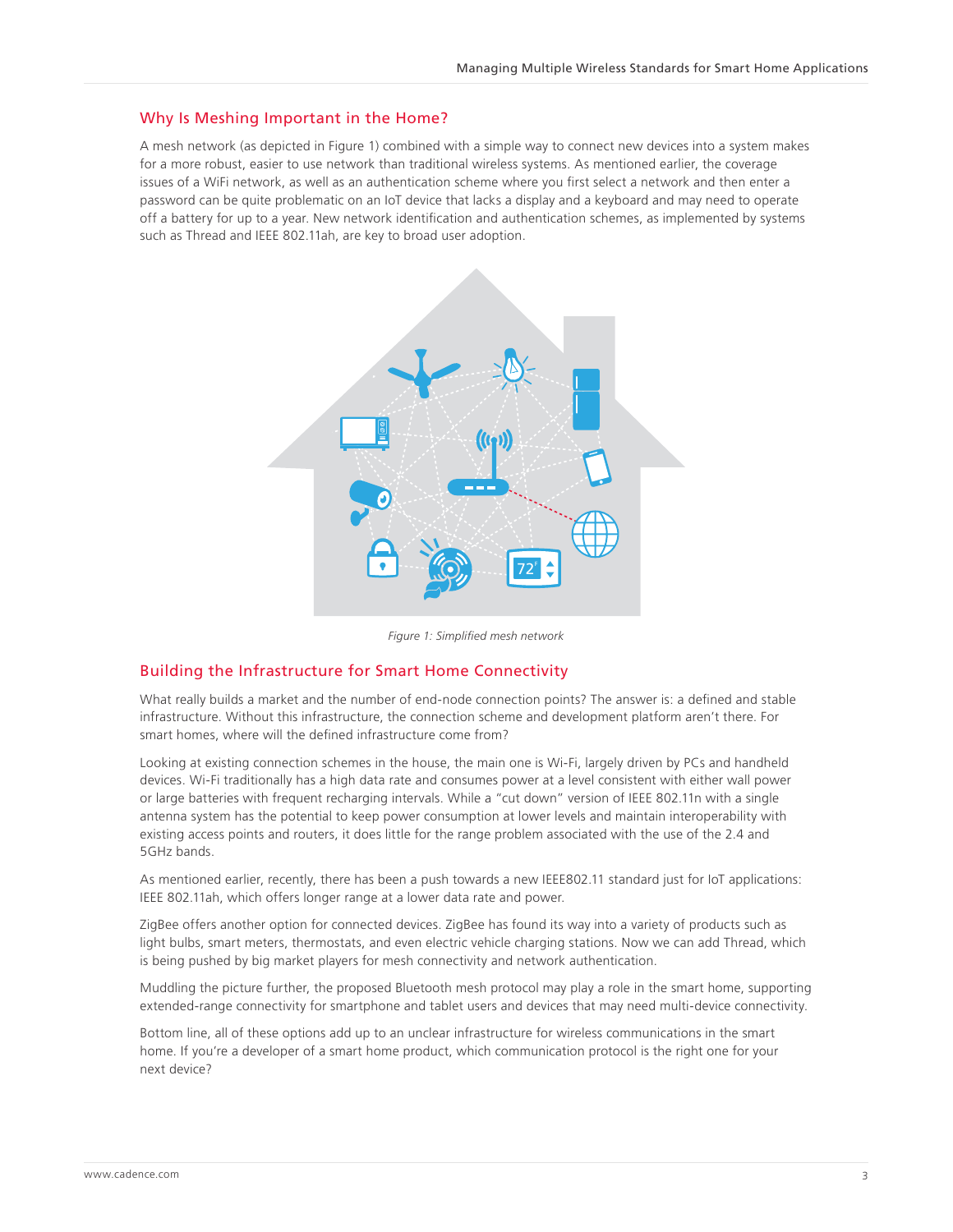## Why Is Meshing Important in the Home?

A mesh network (as depicted in Figure 1) combined with a simple way to connect new devices into a system makes for a more robust, easier to use network than traditional wireless systems. As mentioned earlier, the coverage issues of a WiFi network, as well as an authentication scheme where you first select a network and then enter a password can be quite problematic on an IoT device that lacks a display and a keyboard and may need to operate off a battery for up to a year. New network identification and authentication schemes, as implemented by systems such as Thread and IEEE 802.11ah, are key to broad user adoption.

*Figure 1: Simplified mesh network*

## Building the Infrastructure for Smart Home Connectivity

What really builds a market and the number of end-node connection points? The answer is: a defined and stable infrastructure. Without this infrastructure, the connection scheme and development platform aren't there. For smart homes, where will the defined infrastructure come from?

Looking at existing connection schemes in the house, the main one is Wi-Fi, largely driven by PCs and handheld devices. Wi-Fi traditionally has a high data rate and consumes power at a level consistent with either wall power or large batteries with frequent recharging intervals. While a "cut down" version of IEEE 802.11n with a single antenna system has the potential to keep power consumption at lower levels and maintain interoperability with existing access points and routers, it does little for the range problem associated with the use of the 2.4 and 5GHz bands.

As mentioned earlier, recently, there has been a push towards a new IEEE802.11 standard just for IoT applications: IEEE 802.11ah, which offers longer range at a lower data rate and power.

ZigBee offers another option for connected devices. ZigBee has found its way into a variety of products such as light bulbs, smart meters, thermostats, and even electric vehicle charging stations. Now we can add Thread, which is being pushed by big market players for mesh connectivity and network authentication.

Muddling the picture further, the proposed Bluetooth mesh protocol may play a role in the smart home, supporting extended-range connectivity for smartphone and tablet users and devices that may need multi-device connectivity.

Bottom line, all of these options add up to an unclear infrastructure for wireless communications in the smart home. If you're a developer of a smart home product, which communication protocol is the right one for your next device?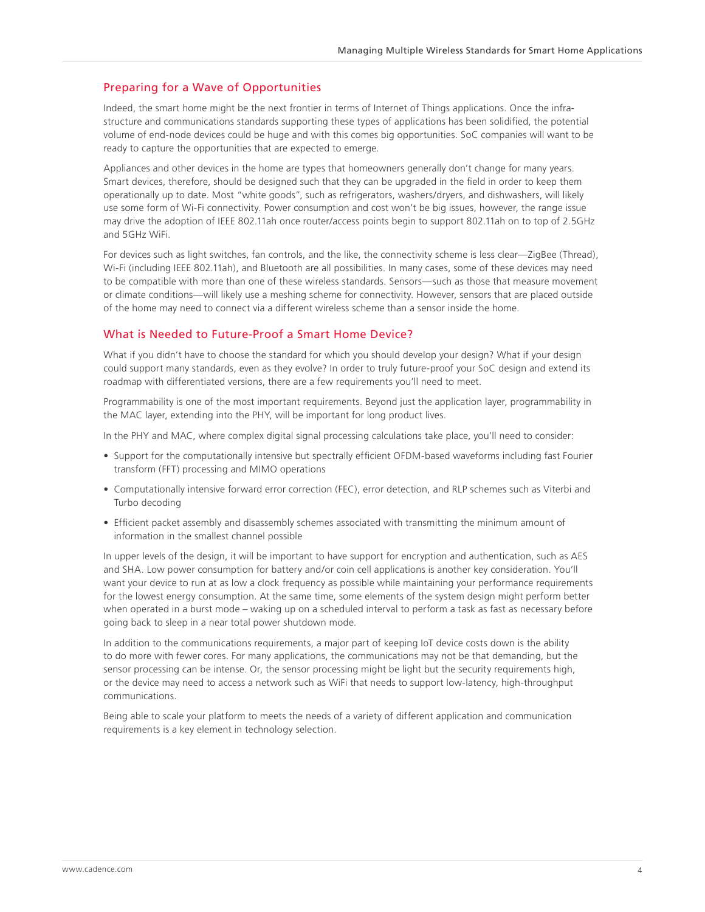## Preparing for a Wave of Opportunities

Indeed, the smart home might be the next frontier in terms of Internet of Things applications. Once the infrastructure and communications standards supporting these types of applications has been solidified, the potential volume of end-node devices could be huge and with this comes big opportunities. SoC companies will want to be ready to capture the opportunities that are expected to emerge.

Appliances and other devices in the home are types that homeowners generally don't change for many years. Smart devices, therefore, should be designed such that they can be upgraded in the field in order to keep them operationally up to date. Most "white goods", such as refrigerators, washers/dryers, and dishwashers, will likely use some form of Wi-Fi connectivity. Power consumption and cost won't be big issues, however, the range issue may drive the adoption of IEEE 802.11ah once router/access points begin to support 802.11ah on to top of 2.5GHz and 5GHz WiFi.

For devices such as light switches, fan controls, and the like, the connectivity scheme is less clear—ZigBee (Thread), Wi-Fi (including IEEE 802.11ah), and Bluetooth are all possibilities. In many cases, some of these devices may need to be compatible with more than one of these wireless standards. Sensors—such as those that measure movement or climate conditions—will likely use a meshing scheme for connectivity. However, sensors that are placed outside of the home may need to connect via a different wireless scheme than a sensor inside the home.

## What is Needed to Future-Proof a Smart Home Device?

What if you didn't have to choose the standard for which you should develop your design? What if your design could support many standards, even as they evolve? In order to truly future-proof your SoC design and extend its roadmap with differentiated versions, there are a few requirements you'll need to meet.

Programmability is one of the most important requirements. Beyond just the application layer, programmability in the MAC layer, extending into the PHY, will be important for long product lives.

In the PHY and MAC, where complex digital signal processing calculations take place, you'll need to consider:

- Support for the computationally intensive but spectrally efficient OFDM-based waveforms including fast Fourier transform (FFT) processing and MIMO operations
- Computationally intensive forward error correction (FEC), error detection, and RLP schemes such as Viterbi and Turbo decoding
- Efficient packet assembly and disassembly schemes associated with transmitting the minimum amount of information in the smallest channel possible

In upper levels of the design, it will be important to have support for encryption and authentication, such as AES and SHA. Low power consumption for battery and/or coin cell applications is another key consideration. You'll want your device to run at as low a clock frequency as possible while maintaining your performance requirements for the lowest energy consumption. At the same time, some elements of the system design might perform better when operated in a burst mode – waking up on a scheduled interval to perform a task as fast as necessary before going back to sleep in a near total power shutdown mode.

In addition to the communications requirements, a major part of keeping IoT device costs down is the ability to do more with fewer cores. For many applications, the communications may not be that demanding, but the sensor processing can be intense. Or, the sensor processing might be light but the security requirements high, or the device may need to access a network such as WiFi that needs to support low-latency, high-throughput communications.

Being able to scale your platform to meets the needs of a variety of different application and communication requirements is a key element in technology selection.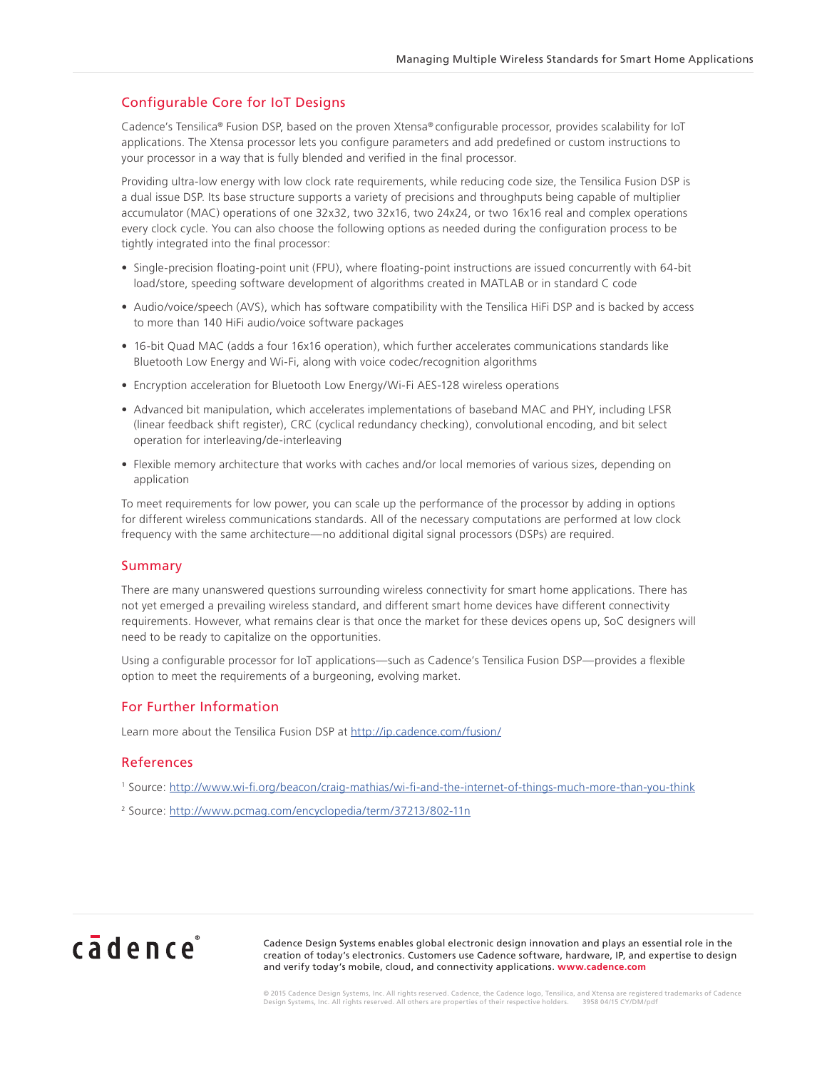## Configurable Core for IoT Designs

Cadence's Tensilica® Fusion DSP, based on the proven Xtensa® configurable processor, provides scalability for IoT applications. The Xtensa processor lets you configure parameters and add predefined or custom instructions to your processor in a way that is fully blended and verified in the final processor.

Providing ultra-low energy with low clock rate requirements, while reducing code size, the Tensilica Fusion DSP is a dual issue DSP. Its base structure supports a variety of precisions and throughputs being capable of multiplier accumulator (MAC) operations of one 32x32, two 32x16, two 24x24, or two 16x16 real and complex operations every clock cycle. You can also choose the following options as needed during the configuration process to be tightly integrated into the final processor:

- Single-precision floating-point unit (FPU), where floating-point instructions are issued concurrently with 64-bit load/store, speeding software development of algorithms created in MATLAB or in standard C code
- Audio/voice/speech (AVS), which has software compatibility with the Tensilica HiFi DSP and is backed by access to more than 140 HiFi audio/voice software packages
- 16-bit Quad MAC (adds a four 16x16 operation), which further accelerates communications standards like Bluetooth Low Energy and Wi-Fi, along with voice codec/recognition algorithms
- Encryption acceleration for Bluetooth Low Energy/Wi-Fi AES-128 wireless operations
- Advanced bit manipulation, which accelerates implementations of baseband MAC and PHY, including LFSR (linear feedback shift register), CRC (cyclical redundancy checking), convolutional encoding, and bit select operation for interleaving/de-interleaving
- Flexible memory architecture that works with caches and/or local memories of various sizes, depending on application

To meet requirements for low power, you can scale up the performance of the processor by adding in options for different wireless communications standards. All of the necessary computations are performed at low clock frequency with the same architecture—no additional digital signal processors (DSPs) are required.

## Summary

There are many unanswered questions surrounding wireless connectivity for smart home applications. There has not yet emerged a prevailing wireless standard, and different smart home devices have different connectivity requirements. However, what remains clear is that once the market for these devices opens up, SoC designers will need to be ready to capitalize on the opportunities.

Using a configurable processor for IoT applications—such as Cadence's Tensilica Fusion DSP—provides a flexible option to meet the requirements of a burgeoning, evolving market.

## For Further Information

Learn more about the Tensilica Fusion DSP at http://ip.cadence.com/fusion/

## References

[1] Source: http://www.wi-fi.org/beacon/craig-mathias/wi-fi-and-the-internet-of-things-much-more-than-you-think

[2] Source: http://www.pcmag.com/encyclopedia/term/37213/802-11n

cādence®

Cadence Design Systems enables global electronic design innovation and plays an essential role in the creation of today's electronics. Customers use Cadence software, hardware, IP, and expertise to design and verify today's mobile, cloud, and connectivity applications. **www.cadence.com**

© 2015 Cadence Design Systems, Inc. All rights reserved. Cadence, the Cadence logo, Tensilica, and Xtensa are registered trademarks of Cadence Design Systems, Inc. All rights reserved. All others are properties of their respective holders. 3958 04/15 CY/DM/pdf